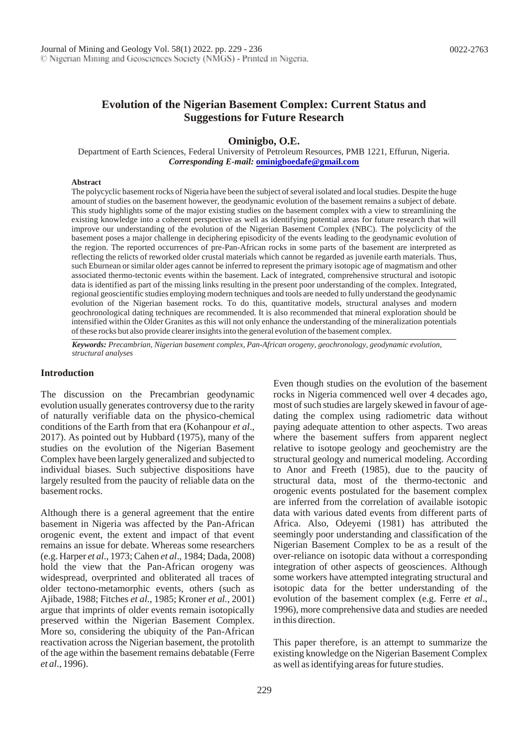# Evolution of the Nigerian Basement Complex: Current Status and Suggestions for Future Research

**Ominigbo, O.E.**

Department of Earth Sciences, Federal University of Petroleum Resources, PMB 1221, Effurun, Nigeria.
***Corresponding E-mail:*** **ominigboedafe@gmail.com**

#### Abstract

The polycyclic basement rocks of Nigeria have been the subject of several isolated and local studies. Despite the huge amount of studies on the basement however, the geodynamic evolution of the basement remains a subject of debate. This study highlights some of the major existing studies on the basement complex with a view to streamlining the existing knowledge into a coherent perspective as well as identifying potential areas for future research that will improve our understanding of the evolution of the Nigerian Basement Complex (NBC). The polyclicity of the basement poses a major challenge in deciphering episodicity of the events leading to the geodynamic evolution of the region. The reported occurrences of pre-Pan-African rocks in some parts of the basement are interpreted as reflecting the relicts of reworked older crustal materials which cannot be regarded as juvenile earth materials. Thus, such Eburnean or similar older ages cannot be inferred to represent the primary isotopic age of magmatism and other associated thermo-tectonic events within the basement. Lack of integrated, comprehensive structural and isotopic data is identified as part of the missing links resulting in the present poor understanding of the complex. Integrated, regional geoscientific studies employing modern techniques and tools are needed to fully understand the geodynamic evolution of the Nigerian basement rocks. To do this, quantitative models, structural analyses and modern geochronological dating techniques are recommended. It is also recommended that mineral exploration should be intensified within the Older Granites as this will not only enhance the understanding of the mineralization potentials of these rocks but also provide clearer insights into the general evolution of the basement complex.

***Keywords:*** *Precambrian, Nigerian basement complex, Pan-African orogeny, geochronology, geodynamic evolution, structural analyses*

## Introduction

The discussion on the Precambrian geodynamic evolution usually generates controversy due to the rarity of naturally verifiable data on the physico-chemical conditions of the Earth from that era (Kohanpour *et al*., 2017). As pointed out by Hubbard (1975), many of the studies on the evolution of the Nigerian Basement Complex have been largely generalized and subjected to individual biases. Such subjective dispositions have largely resulted from the paucity of reliable data on the basement rocks.

Although there is a general agreement that the entire basement in Nigeria was affected by the Pan-African orogenic event, the extent and impact of that event remains an issue for debate. Whereas some researchers (e.g. Harper *et al*., 1973; Cahen *et al*., 1984; Dada, 2008) hold the view that the Pan-African orogeny was widespread, overprinted and obliterated all traces of older tectono-metamorphic events, others (such as Ajibade, 1988; Fitches *et al.*, 1985; Kroner *et al.*, 2001) argue that imprints of older events remain isotopically preserved within the Nigerian Basement Complex. More so, considering the ubiquity of the Pan-African reactivation across the Nigerian basement, the protolith of the age within the basement remains debatable (Ferre *et al*., 1996).

Even though studies on the evolution of the basement rocks in Nigeria commenced well over 4 decades ago, most of such studies are largely skewed in favour of age-dating the complex using radiometric data without paying adequate attention to other aspects. Two areas where the basement suffers from apparent neglect relative to isotope geology and geochemistry are the structural geology and numerical modeling. According to Anor and Freeth (1985), due to the paucity of structural data, most of the thermo-tectonic and orogenic events postulated for the basement complex are inferred from the correlation of available isotopic data with various dated events from different parts of Africa. Also, Odeyemi (1981) has attributed the seemingly poor understanding and classification of the Nigerian Basement Complex to be as a result of the over-reliance on isotopic data without a corresponding integration of other aspects of geosciences. Although some workers have attempted integrating structural and isotopic data for the better understanding of the evolution of the basement complex (e.g. Ferre *et al*., 1996), more comprehensive data and studies are needed in this direction.

This paper therefore, is an attempt to summarize the existing knowledge on the Nigerian Basement Complex as well as identifying areas for future studies.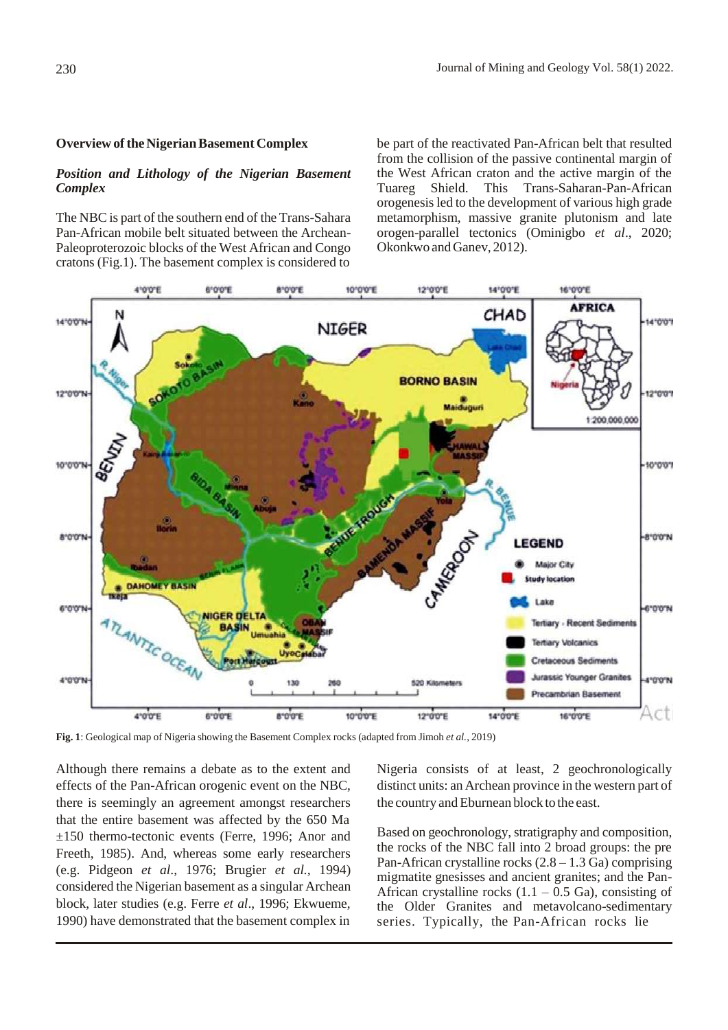## Overview of the Nigerian Basement Complex

### *Position and Lithology of the Nigerian Basement Complex*

The NBC is part of the southern end of the Trans-Sahara Pan-African mobile belt situated between the Archean-Paleoproterozoic blocks of the West African and Congo cratons (Fig.1). The basement complex is considered to be part of the reactivated Pan-African belt that resulted from the collision of the passive continental margin of the West African craton and the active margin of the Tuareg Shield. This Trans-Saharan-Pan-African orogenesis led to the development of various high grade metamorphism, massive granite plutonism and late orogen-parallel tectonics (Ominigbo *et al*., 2020; Okonkwo and Ganev, 2012).

**Fig. 1**: Geological map of Nigeria showing the Basement Complex rocks (adapted from Jimoh *et al.*, 2019)

Although there remains a debate as to the extent and effects of the Pan-African orogenic event on the NBC, there is seemingly an agreement amongst researchers that the entire basement was affected by the 650 Ma ±150 thermo-tectonic events (Ferre, 1996; Anor and Freeth, 1985). And, whereas some early researchers (e.g. Pidgeon *et al*., 1976; Brugier *et al.*, 1994) considered the Nigerian basement as a singular Archean block, later studies (e.g. Ferre *et al*., 1996; Ekwueme, 1990) have demonstrated that the basement complex in Nigeria consists of at least, 2 geochronologically distinct units: an Archean province in the western part of the country and Eburnean block to the east.

Based on geochronology, stratigraphy and composition, the rocks of the NBC fall into 2 broad groups: the pre Pan-African crystalline rocks (2.8 – 1.3 Ga) comprising migmatite gnesisses and ancient granites; and the Pan-African crystalline rocks (1.1 – 0.5 Ga), consisting of the Older Granites and metavolcano-sedimentary series. Typically, the Pan-African rocks lie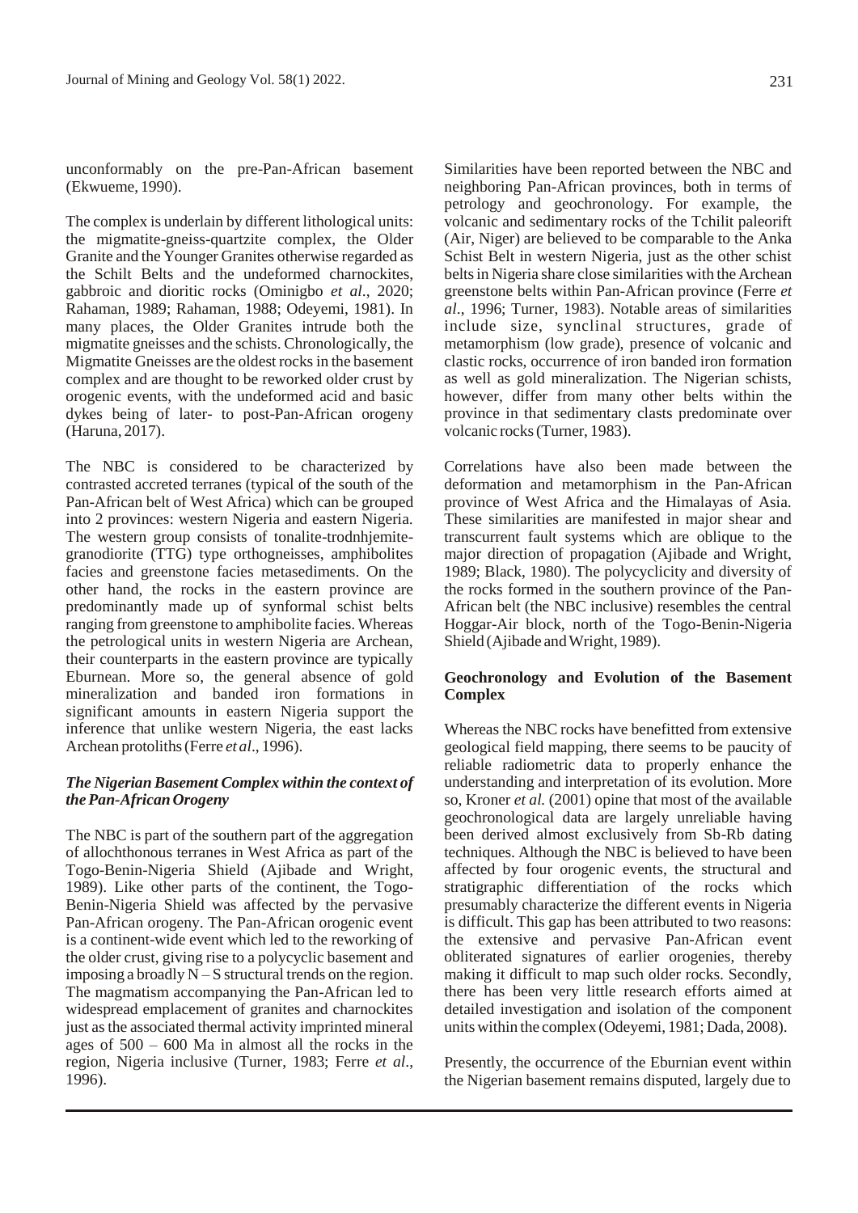unconformably on the pre-Pan-African basement (Ekwueme, 1990).

The complex is underlain by different lithological units: the migmatite-gneiss-quartzite complex, the Older Granite and the Younger Granites otherwise regarded as the Schilt Belts and the undeformed charnockites, gabbroic and dioritic rocks (Ominigbo *et al*., 2020; Rahaman, 1989; Rahaman, 1988; Odeyemi, 1981). In many places, the Older Granites intrude both the migmatite gneisses and the schists. Chronologically, the Migmatite Gneisses are the oldest rocks in the basement complex and are thought to be reworked older crust by orogenic events, with the undeformed acid and basic dykes being of later- to post-Pan-African orogeny (Haruna, 2017).

The NBC is considered to be characterized by contrasted accreted terranes (typical of the south of the Pan-African belt of West Africa) which can be grouped into 2 provinces: western Nigeria and eastern Nigeria. The western group consists of tonalite-trodnhjemite-granodiorite (TTG) type orthogneisses, amphibolites facies and greenstone facies metasediments. On the other hand, the rocks in the eastern province are predominantly made up of synformal schist belts ranging from greenstone to amphibolite facies. Whereas the petrological units in western Nigeria are Archean, their counterparts in the eastern province are typically Eburnean. More so, the general absence of gold mineralization and banded iron formations in significant amounts in eastern Nigeria support the inference that unlike western Nigeria, the east lacks Archean protoliths (Ferre *et al*., 1996).

### *The Nigerian Basement Complex within the context of the Pan-African Orogeny*

The NBC is part of the southern part of the aggregation of allochthonous terranes in West Africa as part of the Togo-Benin-Nigeria Shield (Ajibade and Wright, 1989). Like other parts of the continent, the Togo-Benin-Nigeria Shield was affected by the pervasive Pan-African orogeny. The Pan-African orogenic event is a continent-wide event which led to the reworking of the older crust, giving rise to a polycyclic basement and imposing a broadly N – S structural trends on the region. The magmatism accompanying the Pan-African led to widespread emplacement of granites and charnockites just as the associated thermal activity imprinted mineral ages of 500 – 600 Ma in almost all the rocks in the region, Nigeria inclusive (Turner, 1983; Ferre *et al*., 1996).

Similarities have been reported between the NBC and neighboring Pan-African provinces, both in terms of petrology and geochronology. For example, the volcanic and sedimentary rocks of the Tchilit paleorift (Air, Niger) are believed to be comparable to the Anka Schist Belt in western Nigeria, just as the other schist belts in Nigeria share close similarities with the Archean greenstone belts within Pan-African province (Ferre *et al*., 1996; Turner, 1983). Notable areas of similarities include size, synclinal structures, grade of metamorphism (low grade), presence of volcanic and clastic rocks, occurrence of iron banded iron formation as well as gold mineralization. The Nigerian schists, however, differ from many other belts within the province in that sedimentary clasts predominate over volcanic rocks (Turner, 1983).

Correlations have also been made between the deformation and metamorphism in the Pan-African province of West Africa and the Himalayas of Asia. These similarities are manifested in major shear and transcurrent fault systems which are oblique to the major direction of propagation (Ajibade and Wright, 1989; Black, 1980). The polycyclicity and diversity of the rocks formed in the southern province of the Pan-African belt (the NBC inclusive) resembles the central Hoggar-Air block, north of the Togo-Benin-Nigeria Shield (Ajibade and Wright, 1989).

### **Geochronology and Evolution of the Basement Complex**

Whereas the NBC rocks have benefitted from extensive geological field mapping, there seems to be paucity of reliable radiometric data to properly enhance the understanding and interpretation of its evolution. More so, Kroner *et al.* (2001) opine that most of the available geochronological data are largely unreliable having been derived almost exclusively from Sb-Rb dating techniques. Although the NBC is believed to have been affected by four orogenic events, the structural and stratigraphic differentiation of the rocks which presumably characterize the different events in Nigeria is difficult. This gap has been attributed to two reasons: the extensive and pervasive Pan-African event obliterated signatures of earlier orogenies, thereby making it difficult to map such older rocks. Secondly, there has been very little research efforts aimed at detailed investigation and isolation of the component units within the complex (Odeyemi, 1981; Dada, 2008).

Presently, the occurrence of the Eburnian event within the Nigerian basement remains disputed, largely due to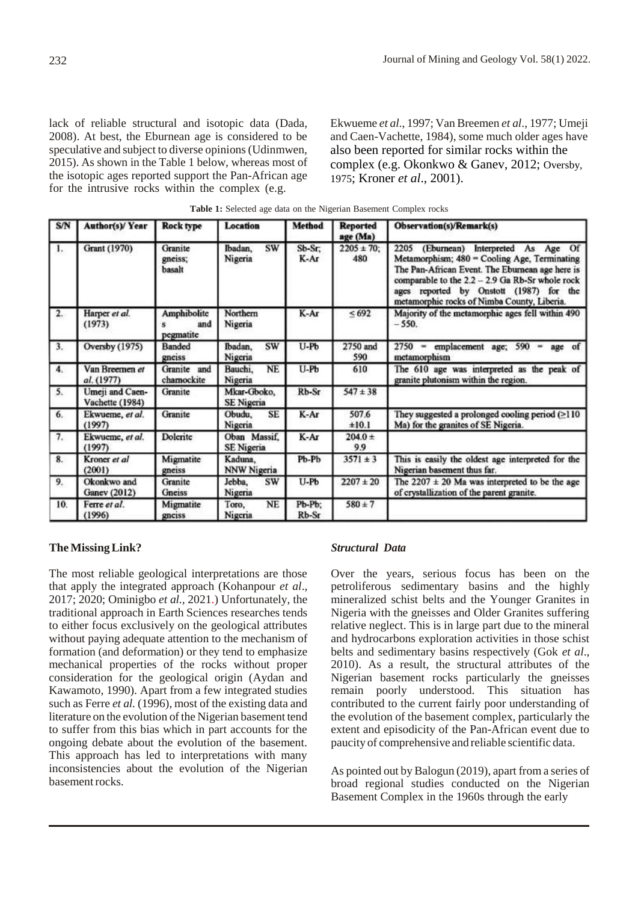lack of reliable structural and isotopic data (Dada, 2008). At best, the Eburnean age is considered to be speculative and subject to diverse opinions (Udinmwen, 2015). As shown in the Table 1 below, whereas most of the isotopic ages reported support the Pan-African age for the intrusive rocks within the complex (e.g. Ekwueme *et al*., 1997; Van Breemen *et al*., 1977; Umeji and Caen-Vachette, 1984), some much older ages have also been reported for similar rocks within the complex (e.g. Okonkwo & Ganev, 2012; Oversby, 1975; Kroner *et al*., 2001).

**Table 1:** Selected age data on the Nigerian Basement Complex rocks

| S/N | Author(s)/ Year | Rock type | Location | Method | Reported age (Ma) | Observation(s)/Remark(s) |
|---|---|---|---|---|---|---|
| 1. | Grant (1970) | Granite gneiss; basalt | Ibadan, SW Nigeria | Sb-Sr; K-Ar | 2205 ± 70; 480 | 2205 (Eburnean) Interpreted As Age Of Metamorphism; 480 = Cooling Age, Terminating The Pan-African Event. The Eburnean age here is comparable to the 2.2 – 2.9 Ga Rb-Sr whole rock ages reported by Onstott (1987) for the metamorphic rocks of Nimba County, Liberia. |
| 2. | Harper *et al.* (1973) | Amphibolites and pegmatite | Northern Nigeria | K-Ar | ≤ 692 | Majority of the metamorphic ages fell within 490 – 550. |
| 3. | Oversby (1975) | Banded gneiss | Ibadan, SW Nigeria | U-Pb | 2750 and 590 | 2750 = emplacement age; 590 = age of metamorphism |
| 4. | Van Breemen *et al.* (1977) | Granite and charnockite | Bauchi, NE Nigeria | U-Pb | 610 | The 610 age was interpreted as the peak of granite plutonism within the region. |
| 5. | Umeji and Caen-Vachette (1984) | Granite | Mkar-Gboko, SE Nigeria | Rb-Sr | 547 ± 38 | |
| 6. | Ekwueme, *et al.* (1997) | Granite | Obudu, SE Nigeria | K-Ar | 507.6 ±10.1 | They suggested a prolonged cooling period (≥110 Ma) for the granites of SE Nigeria. |
| 7. | Ekwueme, *et al.* (1997) | Dolerite | Oban Massif, SE Nigeria | K-Ar | 204.0 ± 9.9 | |
| 8. | Kroner *et al* (2001) | Migmatite gneiss | Kaduna, NNW Nigeria | Pb-Pb | 3571 ± 3 | This is easily the oldest age interpreted for the Nigerian basement thus far. |
| 9. | Okonkwo and Ganev (2012) | Granite Gneiss | Jebba, SW Nigeria | U-Pb | 2207 ± 20 | The 2207 ± 20 Ma was interpreted to be the age of crystallization of the parent granite. |
| 10. | Ferre *et al.* (1996) | Migmatite gneiss | Toro, NE Nigeria | Pb-Pb; Rb-Sr | 580 ± 7 | |

### The Missing Link?

The most reliable geological interpretations are those that apply the integrated approach (Kohanpour *et al*., 2017; 2020; Ominigbo *et al.*, 2021.) Unfortunately, the traditional approach in Earth Sciences researches tends to either focus exclusively on the geological attributes without paying adequate attention to the mechanism of formation (and deformation) or they tend to emphasize mechanical properties of the rocks without proper consideration for the geological origin (Aydan and Kawamoto, 1990). Apart from a few integrated studies such as Ferre *et al.* (1996), most of the existing data and literature on the evolution of the Nigerian basement tend to suffer from this bias which in part accounts for the ongoing debate about the evolution of the basement. This approach has led to interpretations with many inconsistencies about the evolution of the Nigerian basement rocks.

#### *Structural Data*

Over the years, serious focus has been on the petroliferous sedimentary basins and the highly mineralized schist belts and the Younger Granites in Nigeria with the gneisses and Older Granites suffering relative neglect. This is in large part due to the mineral and hydrocarbons exploration activities in those schist belts and sedimentary basins respectively (Gok *et al*., 2010). As a result, the structural attributes of the Nigerian basement rocks particularly the gneisses remain poorly understood. This situation has contributed to the current fairly poor understanding of the evolution of the basement complex, particularly the extent and episodicity of the Pan-African event due to paucity of comprehensive and reliable scientific data.

As pointed out by Balogun (2019), apart from a series of broad regional studies conducted on the Nigerian Basement Complex in the 1960s through the early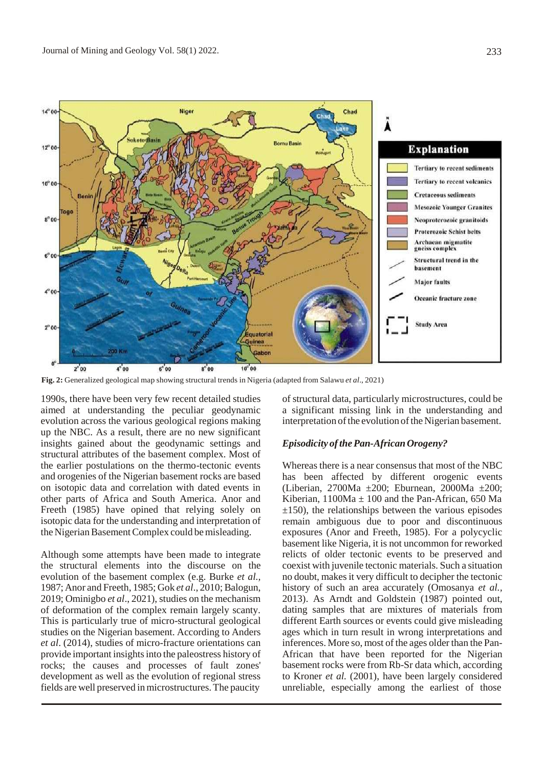Fig. 2: Generalized geological map showing structural trends in Nigeria (adapted from Salawu *et al*., 2021)

1990s, there have been very few recent detailed studies aimed at understanding the peculiar geodynamic evolution across the various geological regions making up the NBC. As a result, there are no new significant insights gained about the geodynamic settings and structural attributes of the basement complex. Most of the earlier postulations on the thermo-tectonic events and orogenies of the Nigerian basement rocks are based on isotopic data and correlation with dated events in other parts of Africa and South America. Anor and Freeth (1985) have opined that relying solely on isotopic data for the understanding and interpretation of the Nigerian Basement Complex could be misleading.

Although some attempts have been made to integrate the structural elements into the discourse on the evolution of the basement complex (e.g. Burke *et al.,* 1987; Anor and Freeth, 1985; Gok *et al*., 2010; Balogun, 2019; Ominigbo *et al*., 2021), studies on the mechanism of deformation of the complex remain largely scanty. This is particularly true of micro-structural geological studies on the Nigerian basement. According to Anders *et al.* (2014), studies of micro-fracture orientations can provide important insights into the paleostress history of rocks; the causes and processes of fault zones' development as well as the evolution of regional stress fields are well preserved in microstructures. The paucity of structural data, particularly microstructures, could be a significant missing link in the understanding and interpretation of the evolution of the Nigerian basement.

### *Episodicity of the Pan-African Orogeny?*

Whereas there is a near consensus that most of the NBC has been affected by different orogenic events (Liberian, 2700Ma ±200; Eburnean, 2000Ma ±200; Kiberian, 1100Ma ± 100 and the Pan-African, 650 Ma ±150), the relationships between the various episodes remain ambiguous due to poor and discontinuous exposures (Anor and Freeth, 1985). For a polycyclic basement like Nigeria, it is not uncommon for reworked relicts of older tectonic events to be preserved and coexist with juvenile tectonic materials. Such a situation no doubt, makes it very difficult to decipher the tectonic history of such an area accurately (Omosanya *et al.,* 2013). As Arndt and Goldstein (1987) pointed out, dating samples that are mixtures of materials from different Earth sources or events could give misleading ages which in turn result in wrong interpretations and inferences. More so, most of the ages older than the Pan-African that have been reported for the Nigerian basement rocks were from Rb-Sr data which, according to Kroner *et al.* (2001), have been largely considered unreliable, especially among the earliest of those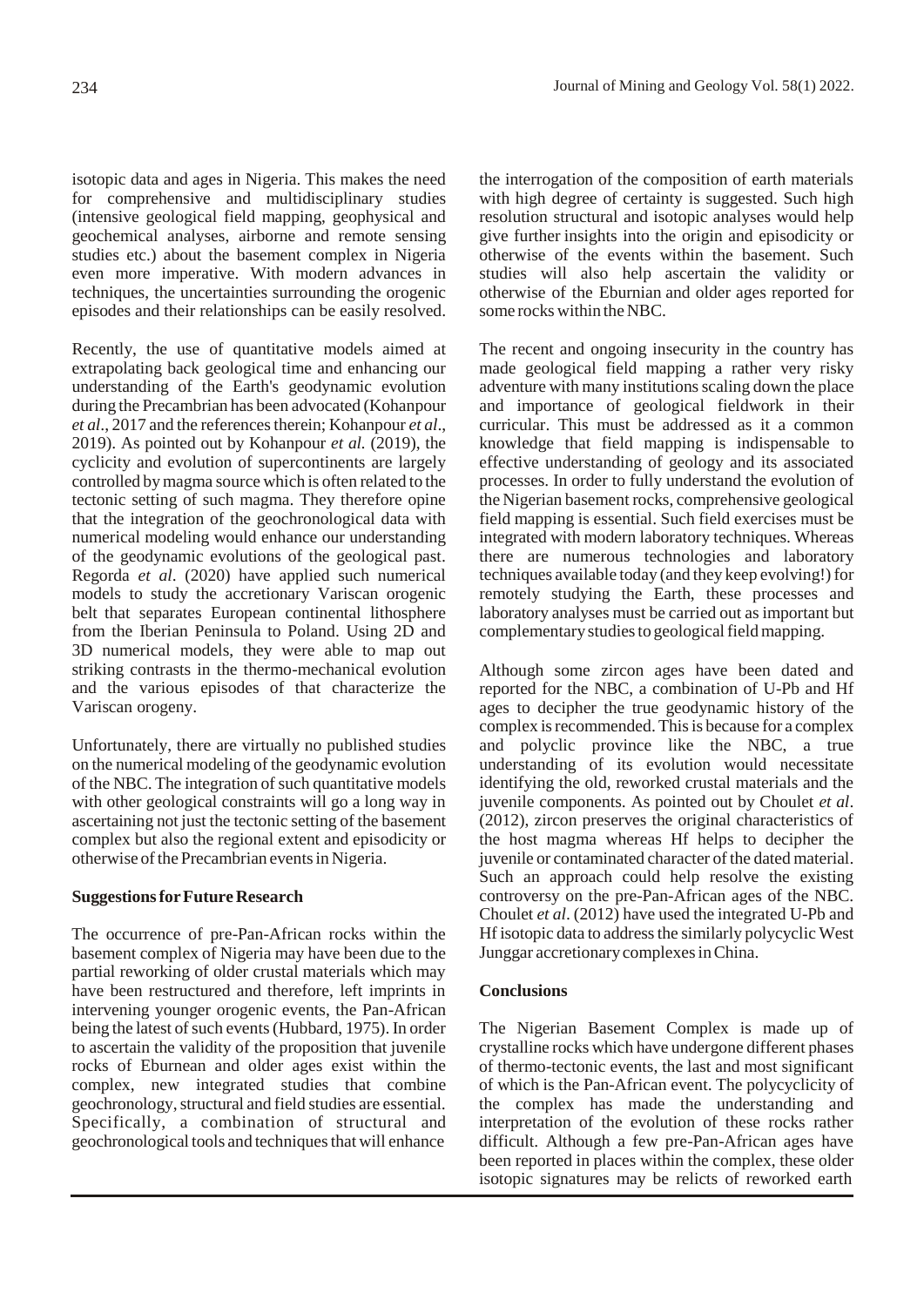isotopic data and ages in Nigeria. This makes the need for comprehensive and multidisciplinary studies (intensive geological field mapping, geophysical and geochemical analyses, airborne and remote sensing studies etc.) about the basement complex in Nigeria even more imperative. With modern advances in techniques, the uncertainties surrounding the orogenic episodes and their relationships can be easily resolved.

Recently, the use of quantitative models aimed at extrapolating back geological time and enhancing our understanding of the Earth's geodynamic evolution during the Precambrian has been advocated (Kohanpour *et al*., 2017 and the references therein; Kohanpour *et al*., 2019). As pointed out by Kohanpour *et al.* (2019), the cyclicity and evolution of supercontinents are largely controlled by magma source which is often related to the tectonic setting of such magma. They therefore opine that the integration of the geochronological data with numerical modeling would enhance our understanding of the geodynamic evolutions of the geological past. Regorda *et al*. (2020) have applied such numerical models to study the accretionary Variscan orogenic belt that separates European continental lithosphere from the Iberian Peninsula to Poland. Using 2D and 3D numerical models, they were able to map out striking contrasts in the thermo-mechanical evolution and the various episodes of that characterize the Variscan orogeny.

Unfortunately, there are virtually no published studies on the numerical modeling of the geodynamic evolution of the NBC. The integration of such quantitative models with other geological constraints will go a long way in ascertaining not just the tectonic setting of the basement complex but also the regional extent and episodicity or otherwise of the Precambrian events in Nigeria.

**Suggestions for Future Research**

The occurrence of pre-Pan-African rocks within the basement complex of Nigeria may have been due to the partial reworking of older crustal materials which may have been restructured and therefore, left imprints in intervening younger orogenic events, the Pan-African being the latest of such events (Hubbard, 1975). In order to ascertain the validity of the proposition that juvenile rocks of Eburnean and older ages exist within the complex, new integrated studies that combine geochronology, structural and field studies are essential. Specifically, a combination of structural and geochronological tools and techniques that will enhance the interrogation of the composition of earth materials with high degree of certainty is suggested. Such high resolution structural and isotopic analyses would help give further insights into the origin and episodicity or otherwise of the events within the basement. Such studies will also help ascertain the validity or otherwise of the Eburnian and older ages reported for some rocks within the NBC.

The recent and ongoing insecurity in the country has made geological field mapping a rather very risky adventure with many institutions scaling down the place and importance of geological fieldwork in their curricular. This must be addressed as it a common knowledge that field mapping is indispensable to effective understanding of geology and its associated processes. In order to fully understand the evolution of the Nigerian basement rocks, comprehensive geological field mapping is essential. Such field exercises must be integrated with modern laboratory techniques. Whereas there are numerous technologies and laboratory techniques available today (and they keep evolving!) for remotely studying the Earth, these processes and laboratory analyses must be carried out as important but complementary studies to geological field mapping.

Although some zircon ages have been dated and reported for the NBC, a combination of U-Pb and Hf ages to decipher the true geodynamic history of the complex is recommended. This is because for a complex and polyclic province like the NBC, a true understanding of its evolution would necessitate identifying the old, reworked crustal materials and the juvenile components. As pointed out by Choulet *et al*. (2012), zircon preserves the original characteristics of the host magma whereas Hf helps to decipher the juvenile or contaminated character of the dated material. Such an approach could help resolve the existing controversy on the pre-Pan-African ages of the NBC. Choulet *et al*. (2012) have used the integrated U-Pb and Hf isotopic data to address the similarly polycyclic West Junggar accretionary complexes in China.

**Conclusions**

The Nigerian Basement Complex is made up of crystalline rocks which have undergone different phases of thermo-tectonic events, the last and most significant of which is the Pan-African event. The polycyclicity of the complex has made the understanding and interpretation of the evolution of these rocks rather difficult. Although a few pre-Pan-African ages have been reported in places within the complex, these older isotopic signatures may be relicts of reworked earth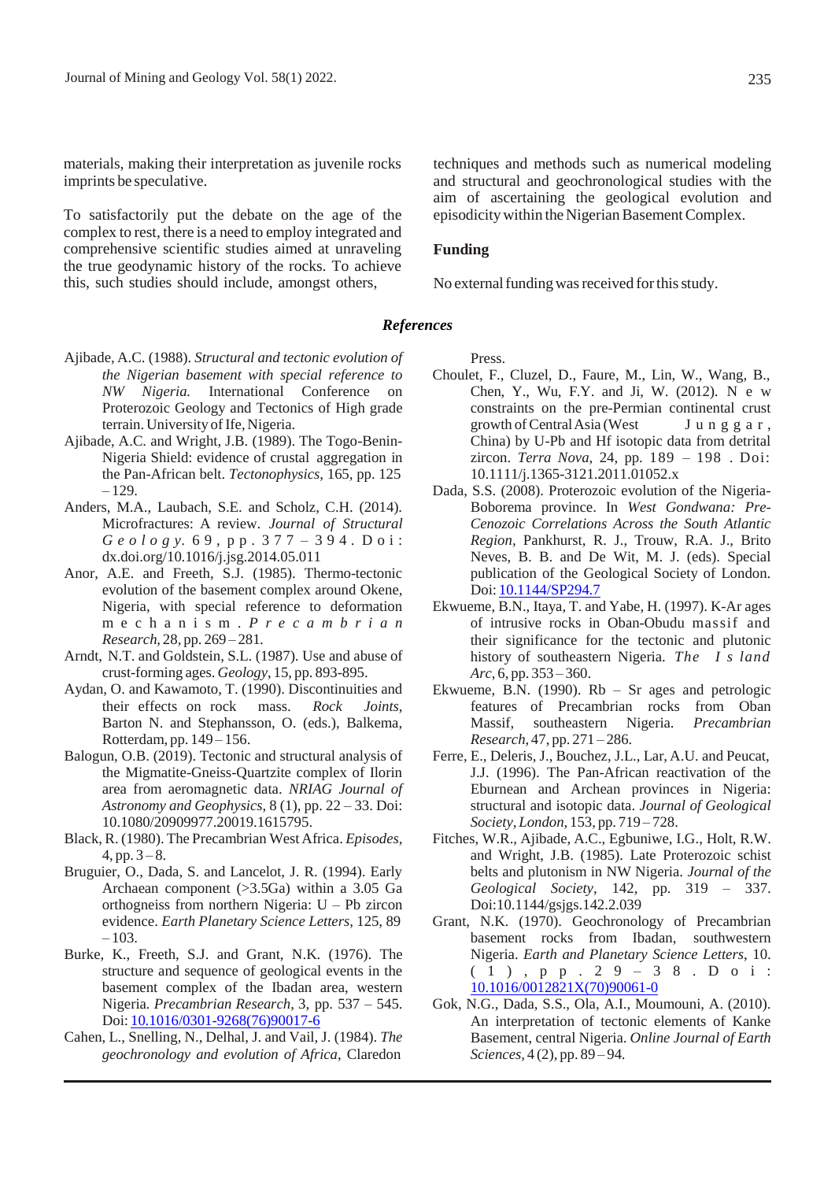materials, making their interpretation as juvenile rocks imprints be speculative.

To satisfactorily put the debate on the age of the complex to rest, there is a need to employ integrated and comprehensive scientific studies aimed at unraveling the true geodynamic history of the rocks. To achieve this, such studies should include, amongst others, techniques and methods such as numerical modeling and structural and geochronological studies with the aim of ascertaining the geological evolution and episodicity within the Nigerian Basement Complex.

## Funding

No external funding was received for this study.

## *References*

Ajibade, A.C. (1988). *Structural and tectonic evolution of the Nigerian basement with special reference to NW Nigeria.* International Conference on Proterozoic Geology and Tectonics of High grade terrain. University of Ife, Nigeria.

Ajibade, A.C. and Wright, J.B. (1989). The Togo-Benin-Nigeria Shield: evidence of crustal aggregation in the Pan-African belt. *Tectonophysics*, 165, pp. 125 – 129.

Anders, M.A., Laubach, S.E. and Scholz, C.H. (2014). Microfractures: A review. *Journal of Structural Geology*. 69, pp. 377 – 394. Doi: dx.doi.org/10.1016/j.jsg.2014.05.011

Anor, A.E. and Freeth, S.J. (1985). Thermo-tectonic evolution of the basement complex around Okene, Nigeria, with special reference to deformation mechanism. *Precambrian Research*, 28, pp. 269 – 281.

Arndt, N.T. and Goldstein, S.L. (1987). Use and abuse of crust-forming ages. *Geology*, 15, pp. 893-895.

Aydan, O. and Kawamoto, T. (1990). Discontinuities and their effects on rock mass. *Rock Joints*, Barton N. and Stephansson, O. (eds.), Balkema, Rotterdam, pp. 149 – 156.

Balogun, O.B. (2019). Tectonic and structural analysis of the Migmatite-Gneiss-Quartzite complex of Ilorin area from aeromagnetic data. *NRIAG Journal of Astronomy and Geophysics*, 8 (1), pp. 22 – 33. Doi: 10.1080/20909977.20019.1615795.

Black, R. (1980). The Precambrian West Africa. *Episodes*, 4, pp. 3 – 8.

Bruguier, O., Dada, S. and Lancelot, J. R. (1994). Early Archaean component (>3.5Ga) within a 3.05 Ga orthogneiss from northern Nigeria: U – Pb zircon evidence. *Earth Planetary Science Letters*, 125, 89 – 103.

Burke, K., Freeth, S.J. and Grant, N.K. (1976). The structure and sequence of geological events in the basement complex of the Ibadan area, western Nigeria. *Precambrian Research*, 3, pp. 537 – 545. Doi: 10.1016/0301-9268(76)90017-6

Cahen, L., Snelling, N., Delhal, J. and Vail, J. (1984). *The geochronology and evolution of Africa*, Claredon Press.

Choulet, F., Cluzel, D., Faure, M., Lin, W., Wang, B., Chen, Y., Wu, F.Y. and Ji, W. (2012). New constraints on the pre-Permian continental crust growth of Central Asia (West Junggar, China) by U-Pb and Hf isotopic data from detrital zircon. *Terra Nova*, 24, pp. 189 – 198. Doi: 10.1111/j.1365-3121.2011.01052.x

Dada, S.S. (2008). Proterozoic evolution of the Nigeria-Boborema province. In *West Gondwana: Pre-Cenozoic Correlations Across the South Atlantic Region*, Pankhurst, R. J., Trouw, R.A. J., Brito Neves, B. B. and De Wit, M. J. (eds). Special publication of the Geological Society of London. Doi: 10.1144/SP294.7

Ekwueme, B.N., Itaya, T. and Yabe, H. (1997). K-Ar ages of intrusive rocks in Oban-Obudu massif and their significance for the tectonic and plutonic history of southeastern Nigeria. *The Island Arc*, 6, pp. 353 – 360.

Ekwueme, B.N. (1990). Rb – Sr ages and petrologic features of Precambrian rocks from Oban Massif, southeastern Nigeria. *Precambrian Research*, 47, pp. 271 – 286.

Ferre, E., Deleris, J., Bouchez, J.L., Lar, A.U. and Peucat, J.J. (1996). The Pan-African reactivation of the Eburnean and Archean provinces in Nigeria: structural and isotopic data. *Journal of Geological Society, London*, 153, pp. 719 – 728.

Fitches, W.R., Ajibade, A.C., Egbuniwe, I.G., Holt, R.W. and Wright, J.B. (1985). Late Proterozoic schist belts and plutonism in NW Nigeria. *Journal of the Geological Society*, 142, pp. 319 – 337. Doi:10.1144/gsjgs.142.2.039

Grant, N.K. (1970). Geochronology of Precambrian basement rocks from Ibadan, southwestern Nigeria. *Earth and Planetary Science Letters*, 10. (1), pp. 29 – 38. Doi: 10.1016/0012821X(70)90061-0

Gok, N.G., Dada, S.S., Ola, A.I., Moumouni, A. (2010). An interpretation of tectonic elements of Kanke Basement, central Nigeria. *Online Journal of Earth Sciences*, 4 (2), pp. 89 – 94.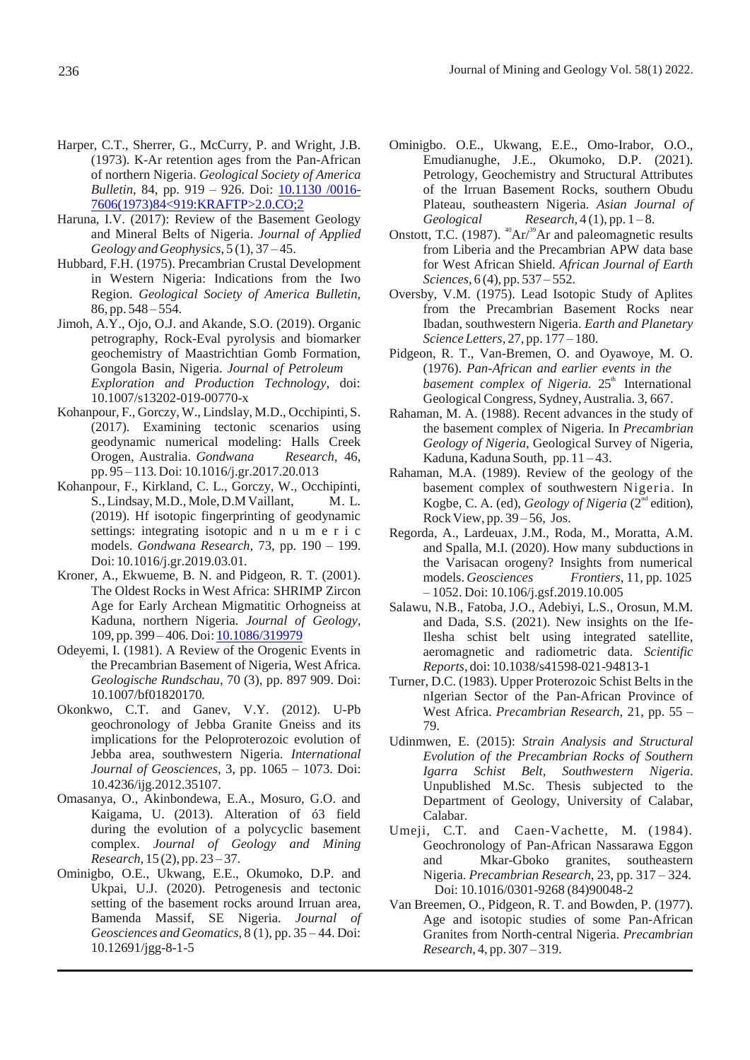Harper, C.T., Sherrer, G., McCurry, P. and Wright, J.B. (1973). K-Ar retention ages from the Pan-African of northern Nigeria. *Geological Society of America Bulletin*, 84, pp. 919 – 926. Doi: 10.1130 /0016-7606(1973)84<919:KRAFTP>2.0.CO;2

Haruna, I.V. (2017): Review of the Basement Geology and Mineral Belts of Nigeria. *Journal of Applied Geology and Geophysics*, 5 (1), 37 – 45.

Hubbard, F.H. (1975). Precambrian Crustal Development in Western Nigeria: Indications from the Iwo Region. *Geological Society of America Bulletin*, 86, pp. 548 – 554.

Jimoh, A.Y., Ojo, O.J. and Akande, S.O. (2019). Organic petrography, Rock-Eval pyrolysis and biomarker geochemistry of Maastrichtian Gomb Formation, Gongola Basin, Nigeria. *Journal of Petroleum Exploration and Production Technology*, doi: 10.1007/s13202-019-00770-x

Kohanpour, F., Gorczy, W., Lindslay, M.D., Occhipinti, S. (2017). Examining tectonic scenarios using geodynamic numerical modeling: Halls Creek Orogen, Australia. *Gondwana Research*, 46, pp. 95 – 113. Doi: 10.1016/j.gr.2017.20.013

Kohanpour, F., Kirkland, C. L., Gorczy, W., Occhipinti, S., Lindsay, M.D., Mole, D.M Vaillant, M. L. (2019). Hf isotopic fingerprinting of geodynamic settings: integrating isotopic and n u m e r i c models. *Gondwana Research*, 73, pp. 190 – 199. Doi: 10.1016/j.gr.2019.03.01.

Kroner, A., Ekwueme, B. N. and Pidgeon, R. T. (2001). The Oldest Rocks in West Africa: SHRIMP Zircon Age for Early Archean Migmatitic Orhogneiss at Kaduna, northern Nigeria. *Journal of Geology*, 109, pp. 399 – 406. Doi: 10.1086/319979

Odeyemi, I. (1981). A Review of the Orogenic Events in the Precambrian Basement of Nigeria, West Africa. *Geologische Rundschau*, 70 (3), pp. 897 909. Doi: 10.1007/bf01820170.

Okonkwo, C.T. and Ganev, V.Y. (2012). U-Pb geochronology of Jebba Granite Gneiss and its implications for the Peloproterozoic evolution of Jebba area, southwestern Nigeria. *International Journal of Geosciences*, 3, pp. 1065 – 1073. Doi: 10.4236/ijg.2012.35107.

Omasanya, O., Akinbondewa, E.A., Mosuro, G.O. and Kaigama, U. (2013). Alteration of ó3 field during the evolution of a polycyclic basement complex. *Journal of Geology and Mining Research*, 15 (2), pp. 23 – 37.

Ominigbo, O.E., Ukwang, E.E., Okumoko, D.P. and Ukpai, U.J. (2020). Petrogenesis and tectonic setting of the basement rocks around Irruan area, Bamenda Massif, SE Nigeria. *Journal of Geosciences and Geomatics*, 8 (1), pp. 35 – 44. Doi: 10.12691/jgg-8-1-5

Ominigbo. O.E., Ukwang, E.E., Omo-Irabor, O.O., Emudianughe, J.E., Okumoko, D.P. (2021). Petrology, Geochemistry and Structural Attributes of the Irruan Basement Rocks, southern Obudu Plateau, southeastern Nigeria. *Asian Journal of Geological Research*, 4 (1), pp. 1 – 8.

Onstott, T.C. (1987). $^{40}Ar/^{39}Ar$ and paleomagnetic results from Liberia and the Precambrian APW data base for West African Shield. *African Journal of Earth Sciences*, 6 (4), pp. 537 – 552.

Oversby, V.M. (1975). Lead Isotopic Study of Aplites from the Precambrian Basement Rocks near Ibadan, southwestern Nigeria. *Earth and Planetary Science Letters*, 27, pp. 177 – 180.

Pidgeon, R. T., Van-Bremen, O. and Oyawoye, M. O. (1976). *Pan-African and earlier events in the basement complex of Nigeria.* 25th International Geological Congress, Sydney, Australia. 3, 667.

Rahaman, M. A. (1988). Recent advances in the study of the basement complex of Nigeria. In *Precambrian Geology of Nigeria*, Geological Survey of Nigeria, Kaduna, Kaduna South, pp. 11 – 43.

Rahaman, M.A. (1989). Review of the geology of the basement complex of southwestern Nigeria. In Kogbe, C. A. (ed), *Geology of Nigeria* (2nd edition), Rock View, pp. 39 – 56, Jos.

Regorda, A., Lardeuax, J.M., Roda, M., Moratta, A.M. and Spalla, M.I. (2020). How many subductions in the Varisacan orogeny? Insights from numerical models. *Geosciences Frontiers*, 11, pp. 1025 – 1052. Doi: 10.106/j.gsf.2019.10.005

Salawu, N.B., Fatoba, J.O., Adebiyi, L.S., Orosun, M.M. and Dada, S.S. (2021). New insights on the Ife-Ilesha schist belt using integrated satellite, aeromagnetic and radiometric data. *Scientific Reports*, doi: 10.1038/s41598-021-94813-1

Turner, D.C. (1983). Upper Proterozoic Schist Belts in the nIgerian Sector of the Pan-African Province of West Africa. *Precambrian Research*, 21, pp. 55 – 79.

Udinmwen, E. (2015): *Strain Analysis and Structural Evolution of the Precambrian Rocks of Southern Igarra Schist Belt, Southwestern Nigeria.* Unpublished M.Sc. Thesis subjected to the Department of Geology, University of Calabar, Calabar.

Umeji, C.T. and Caen-Vachette, M. (1984). Geochronology of Pan-African Nassarawa Eggon and Mkar-Gboko granites, southeastern Nigeria. *Precambrian Research*, 23, pp. 317 – 324. Doi: 10.1016/0301-9268 (84)90048-2

Van Breemen, O., Pidgeon, R. T. and Bowden, P. (1977). Age and isotopic studies of some Pan-African Granites from North-central Nigeria. *Precambrian Research*, 4, pp. 307 – 319.